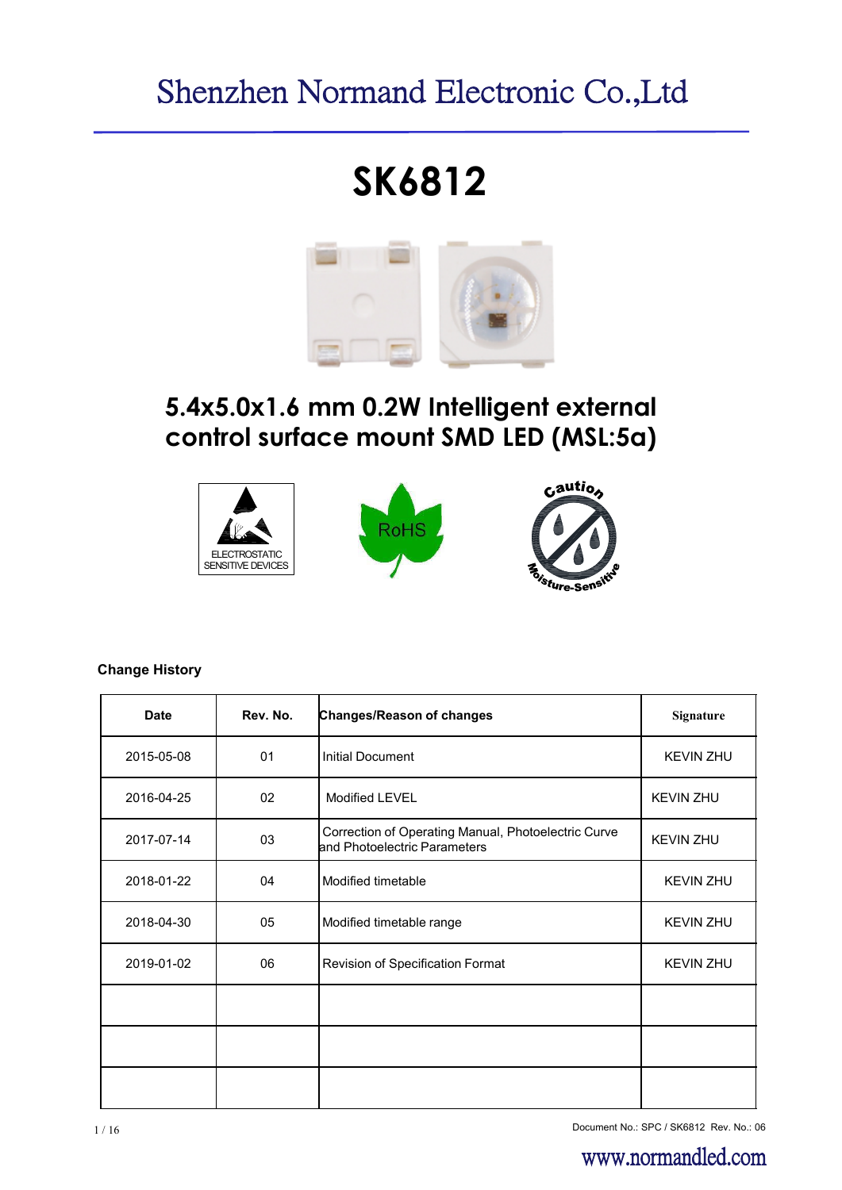# Shenzhen Normand Electronic Co.,Ltd

# SK6812

## 5.4x5.0x1.6 mm 0.2W Intelligent external control surface mount SMD LED (MSL:5a)

ELECTROSTATIC SENSITIVE DEVICES

RoHS

Caution Moisture-Sensitive

**Change History**

| Date | Rev. No. | Changes/Reason of changes | Signature |
|---|---|---|---|
| 2015-05-08 | 01 | Initial Document | KEVIN ZHU |
| 2016-04-25 | 02 | Modified LEVEL | KEVIN ZHU |
| 2017-07-14 | 03 | Correction of Operating Manual, Photoelectric Curve and Photoelectric Parameters | KEVIN ZHU |
| 2018-01-22 | 04 | Modified timetable | KEVIN ZHU |
| 2018-04-30 | 05 | Modified timetable range | KEVIN ZHU |
| 2019-01-02 | 06 | Revision of Specification Format | KEVIN ZHU |
| | | | |
| | | | |
| | | | |

Document No.: SPC / SK6812 Rev. No.: 06

www.normandled.com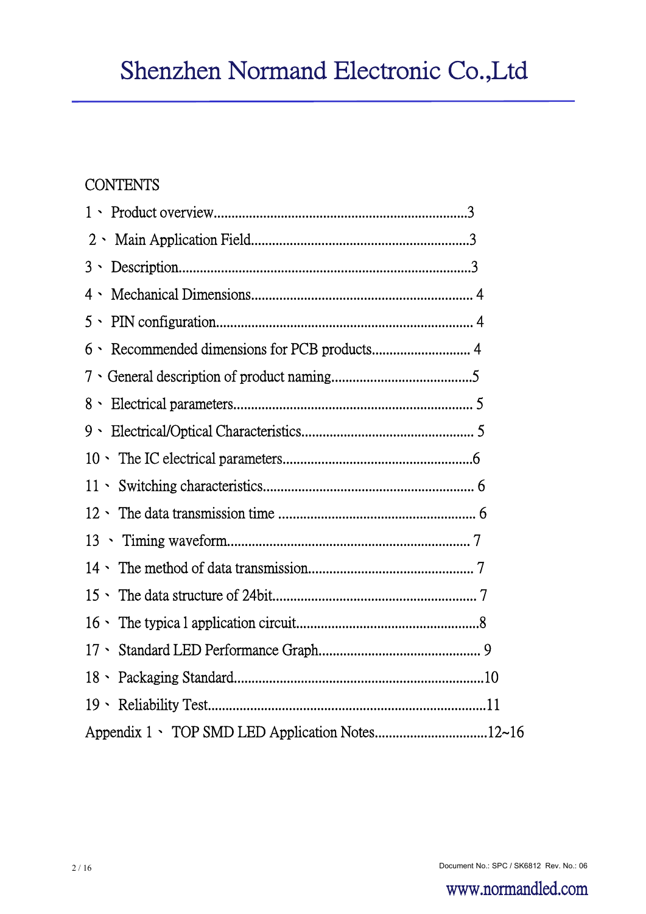CONTENTS

1、 Product overview......................................................................3

2、 Main Application Field.............................................................3

3、 Description..................................................................................3

4、 Mechanical Dimensions.............................................................. 4

5、 PIN configuration........................................................................ 4

6、 Recommended dimensions for PCB products............................ 4

7、General description of product naming.......................................5

8、 Electrical parameters................................................................... 5

9、 Electrical/Optical Characteristics................................................ 5

10、 The IC electrical parameters.....................................................6

11、 Switching characteristics........................................................... 6

12、 The data transmission time ....................................................... 6

13 、 Timing waveform.................................................................... 7

14、 The method of data transmission............................................... 7

15、 The data structure of 24bit......................................................... 7

16、 The typica l application circuit...................................................8

17、 Standard LED Performance Graph............................................. 9

18、 Packaging Standard......................................................................10

19、 Reliability Test.............................................................................11

Appendix 1、 TOP SMD LED Application Notes................................12~16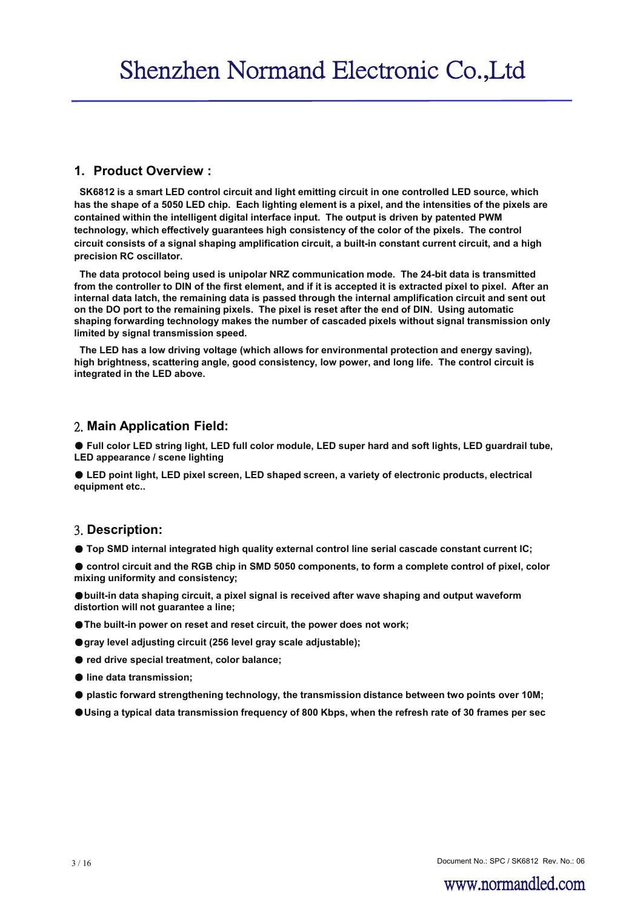## 1. Product Overview :

**SK6812 is a smart LED control circuit and light emitting circuit in one controlled LED source, which has the shape of a 5050 LED chip. Each lighting element is a pixel, and the intensities of the pixels are contained within the intelligent digital interface input. The output is driven by patented PWM technology, which effectively guarantees high consistency of the color of the pixels. The control circuit consists of a signal shaping amplification circuit, a built-in constant current circuit, and a high precision RC oscillator.**

**The data protocol being used is unipolar NRZ communication mode. The 24-bit data is transmitted from the controller to DIN of the first element, and if it is accepted it is extracted pixel to pixel. After an internal data latch, the remaining data is passed through the internal amplification circuit and sent out on the DO port to the remaining pixels. The pixel is reset after the end of DIN. Using automatic shaping forwarding technology makes the number of cascaded pixels without signal transmission only limited by signal transmission speed.**

**The LED has a low driving voltage (which allows for environmental protection and energy saving), high brightness, scattering angle, good consistency, low power, and long life. The control circuit is integrated in the LED above.**

## 2. Main Application Field:

- **Full color LED string light, LED full color module, LED super hard and soft lights, LED guardrail tube, LED appearance / scene lighting**
- **LED point light, LED pixel screen, LED shaped screen, a variety of electronic products, electrical equipment etc..**

## 3. Description:

- **Top SMD internal integrated high quality external control line serial cascade constant current IC;**
- **control circuit and the RGB chip in SMD 5050 components, to form a complete control of pixel, color mixing uniformity and consistency;**
- **built-in data shaping circuit, a pixel signal is received after wave shaping and output waveform distortion will not guarantee a line;**
- **The built-in power on reset and reset circuit, the power does not work;**
- **gray level adjusting circuit (256 level gray scale adjustable);**
- **red drive special treatment, color balance;**
- **line data transmission;**
- **plastic forward strengthening technology, the transmission distance between two points over 10M;**
- **Using a typical data transmission frequency of 800 Kbps, when the refresh rate of 30 frames per sec**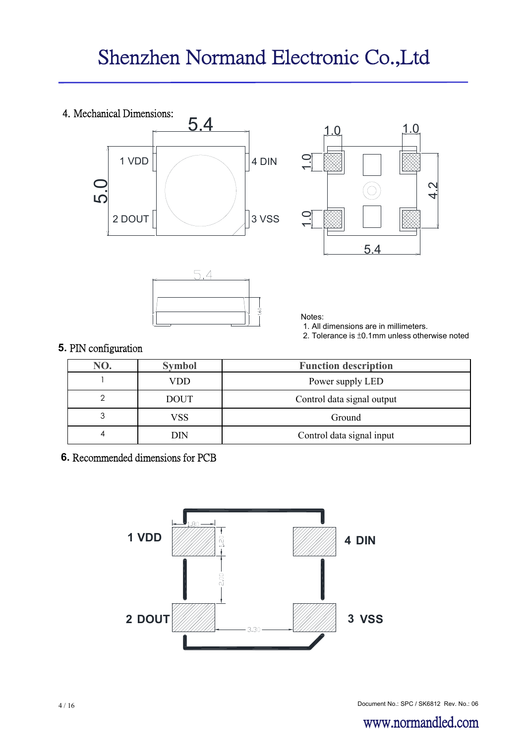## 4. Mechanical Dimensions:

1 VDD, 2 DOUT, 3 VSS, 4 DIN

5.4, 5.0, 1.0, 1.0, 1.0, 1.0, 4.2, 5.4, 5.4, 1.60

Notes:

1. All dimensions are in millimeters.
2. Tolerance is ±0.1mm unless otherwise noted

## 5. PIN configuration

| NO. | Symbol | Function description |
|---|---|---|
| 1 | VDD | Power supply LED |
| 2 | DOUT | Control data signal output |
| 3 | VSS | Ground |
| 4 | DIN | Control data signal input |

## 6. Recommended dimensions for PCB

1 VDD, 4 DIN, 2 DOUT, 3 VSS

1.80, 1.20, 2.00, 3.30

Document No.: SPC / SK6812 Rev. No.: 06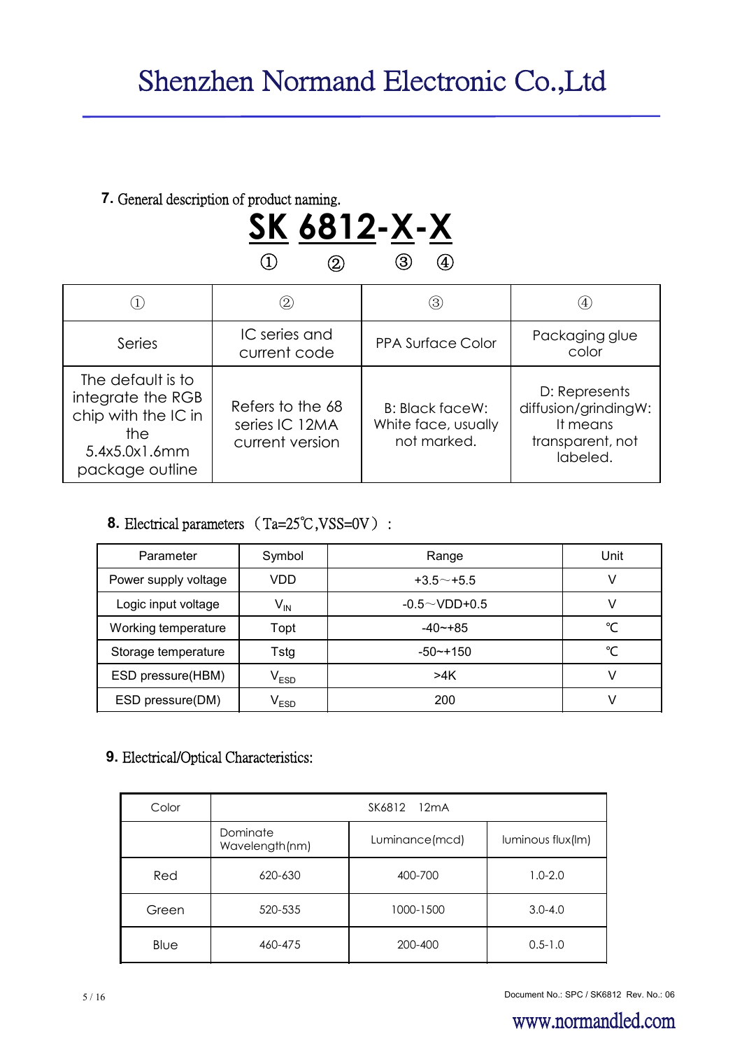## 7. General description of product naming.

**SK 6812-X-X**

① ② ③ ④

| ① | ② | ③ | ④ |
|---|---|---|---|
| Series | IC series and current code | PPA Surface Color | Packaging glue color |
| The default is to integrate the RGB chip with the IC in the 5.4x5.0x1.6mm package outline | Refers to the 68 series IC 12MA current version | B: Black faceW: White face, usually not marked. | D: Represents diffusion/grindingW: It means transparent, not labeled. |

## 8. Electrical parameters（Ta=25℃,VSS=0V）：

| Parameter | Symbol | Range | Unit |
|---|---|---|---|
| Power supply voltage | VDD | +3.5～+5.5 | V |
| Logic input voltage | $V_{IN}$ | -0.5～VDD+0.5 | V |
| Working temperature | Topt | -40~+85 | ℃ |
| Storage temperature | Tstg | -50~+150 | ℃ |
| ESD pressure(HBM) | $V_{ESD}$ | >4K | V |
| ESD pressure(DM) | $V_{ESD}$ | 200 | V |

## 9. Electrical/Optical Characteristics:

| Color | SK6812 12mA | | |
|---|---|---|---|
| | Dominate Wavelength(nm) | Luminance(mcd) | luminous flux(lm) |
| Red | 620-630 | 400-700 | 1.0-2.0 |
| Green | 520-535 | 1000-1500 | 3.0-4.0 |
| Blue | 460-475 | 200-400 | 0.5-1.0 |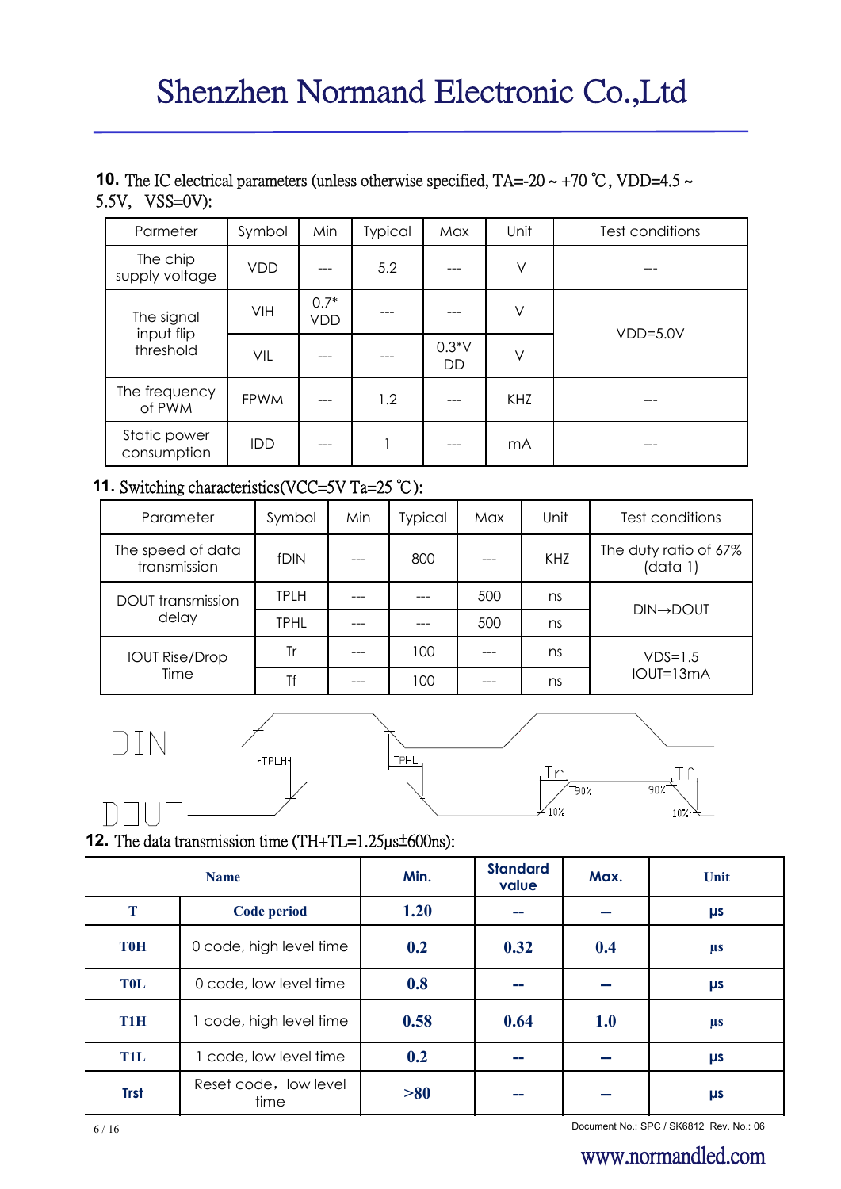**10.** The IC electrical parameters (unless otherwise specified, TA=-20 ~ +70 ℃, VDD=4.5 ~ 5.5V, VSS=0V):

| Parmeter | Symbol | Min | Typical | Max | Unit | Test conditions |
|---|---|---|---|---|---|---|
| The chip supply voltage | VDD | --- | 5.2 | --- | V | --- |
| The signal input flip threshold | VIH | 0.7*VDD | --- | --- | V | VDD=5.0V |
| | VIL | --- | --- | 0.3*VDD | V | |
| The frequency of PWM | FPWM | --- | 1.2 | --- | KHZ | --- |
| Static power consumption | IDD | --- | 1 | --- | mA | --- |

**11.** Switching characteristics(VCC=5V Ta=25 ℃):

| Parameter | Symbol | Min | Typical | Max | Unit | Test conditions |
|---|---|---|---|---|---|---|
| The speed of data transmission | fDIN | --- | 800 | --- | KHZ | The duty ratio of 67% (data 1) |
| DOUT transmission delay | TPLH | --- | --- | 500 | ns | DIN→DOUT |
| | TPHL | --- | --- | 500 | ns | |
| IOUT Rise/Drop Time | Tr | --- | 100 | --- | ns | VDS=1.5 IOUT=13mA |
| | Tf | --- | 100 | --- | ns | |

DIN / DOUT — TPLH, TPHL, Tr (10%, 90%), Tf (90%, 10%)

**12.** The data transmission time (TH+TL=1.25μs±600ns):

| Name | | Min. | Standard value | Max. | Unit |
|---|---|---|---|---|---|
| T | Code period | 1.20 | -- | -- | μs |
| T0H | 0 code, high level time | 0.2 | 0.32 | 0.4 | μs |
| T0L | 0 code, low level time | 0.8 | -- | -- | μs |
| T1H | 1 code, high level time | 0.58 | 0.64 | 1.0 | μs |
| T1L | 1 code, low level time | 0.2 | -- | -- | μs |
| Trst | Reset code，low level time | >80 | -- | -- | μs |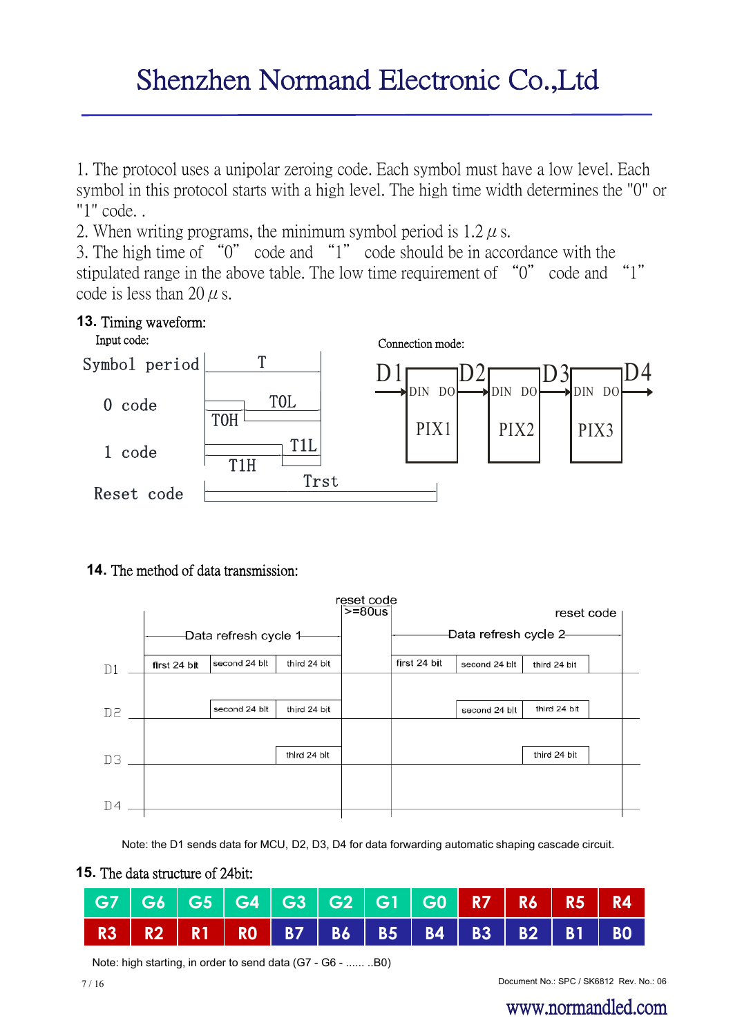1. The protocol uses a unipolar zeroing code. Each symbol must have a low level. Each symbol in this protocol starts with a high level. The high time width determines the "0" or "1" code. .
2. When writing programs, the minimum symbol period is 1.2 $\mu$ s.
3. The high time of "0" code and "1" code should be in accordance with the stipulated range in the above table. The low time requirement of "0" code and "1" code is less than 20 $\mu$ s.

**13.** Timing waveform:

Input code:

Symbol period — T

0 code — T0H, T0L

1 code — T1H, T1L

Reset code — Trst

Connection mode:

D1 → DIN PIX1 DO → D2 → DIN PIX2 DO → D3 → DIN PIX3 DO → D4

**14.** The method of data transmission:

| | Data refresh cycle 1 | | | reset code >=80us | Data refresh cycle 2 | | | reset code |
|---|---|---|---|---|---|---|---|---|
| D1 | first 24 bit | second 24 bit | third 24 bit | | first 24 bit | second 24 bit | third 24 bit | |
| D2 | | second 24 bit | third 24 bit | | | second 24 bit | third 24 bit | |
| D3 | | | third 24 bit | | | | third 24 bit | |
| D4 | | | | | | | | |

Note: the D1 sends data for MCU, D2, D3, D4 for data forwarding automatic shaping cascade circuit.

**15.** The data structure of 24bit:

| G7 | G6 | G5 | G4 | G3 | G2 | G1 | G0 | R7 | R6 | R5 | R4 |
|---|---|---|---|---|---|---|---|---|---|---|---|
| R3 | R2 | R1 | R0 | B7 | B6 | B5 | B4 | B3 | B2 | B1 | B0 |

Note: high starting, in order to send data (G7 - G6 - ...... ..B0)

Document No.: SPC / SK6812 Rev. No.: 06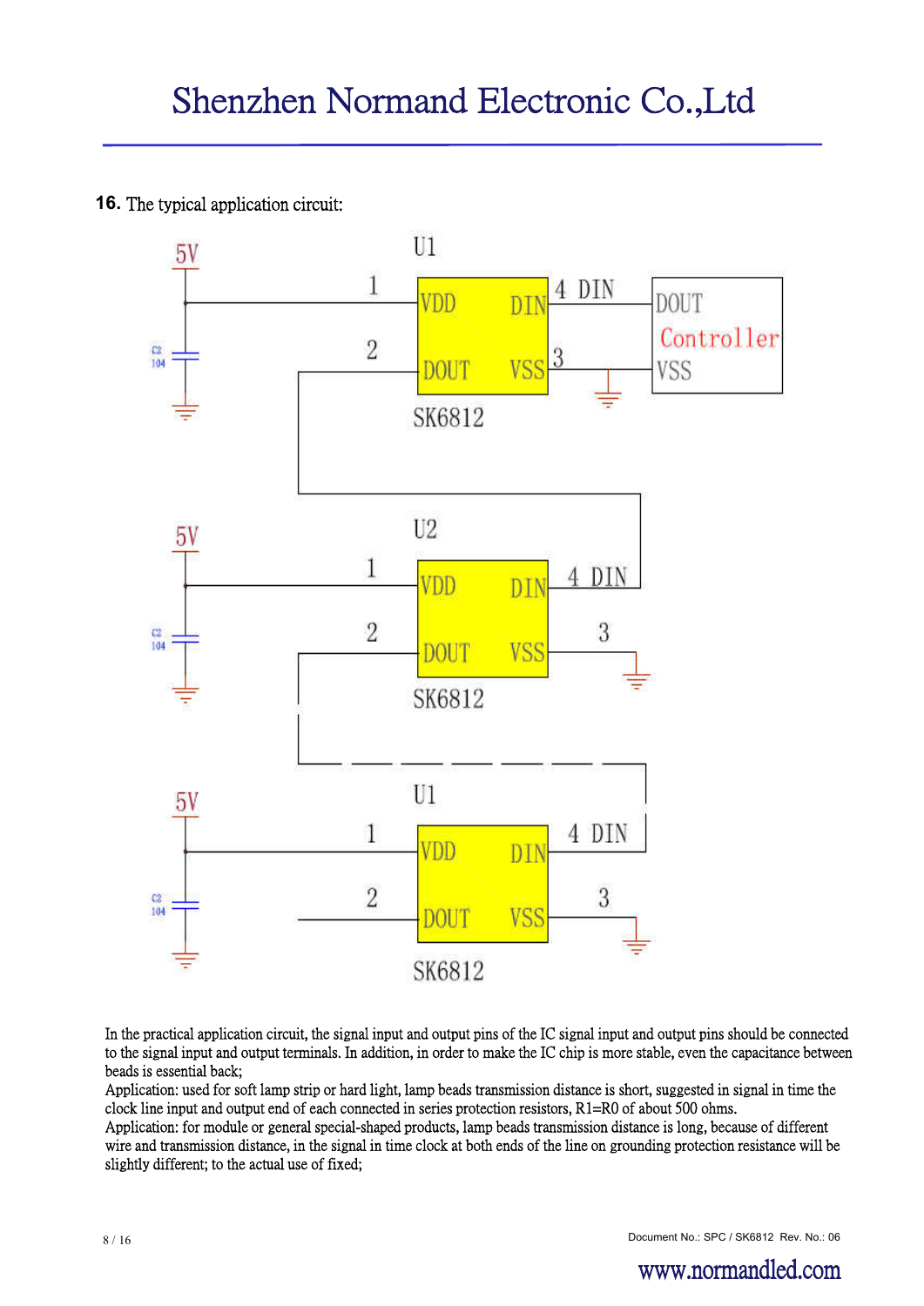**16.** The typical application circuit:

In the practical application circuit, the signal input and output pins of the IC signal input and output pins should be connected to the signal input and output terminals. In addition, in order to make the IC chip is more stable, even the capacitance between beads is essential back;

Application: used for soft lamp strip or hard light, lamp beads transmission distance is short, suggested in signal in time the clock line input and output end of each connected in series protection resistors, R1=R0 of about 500 ohms.

Application: for module or general special-shaped products, lamp beads transmission distance is long, because of different wire and transmission distance, in the signal in time clock at both ends of the line on grounding protection resistance will be slightly different; to the actual use of fixed;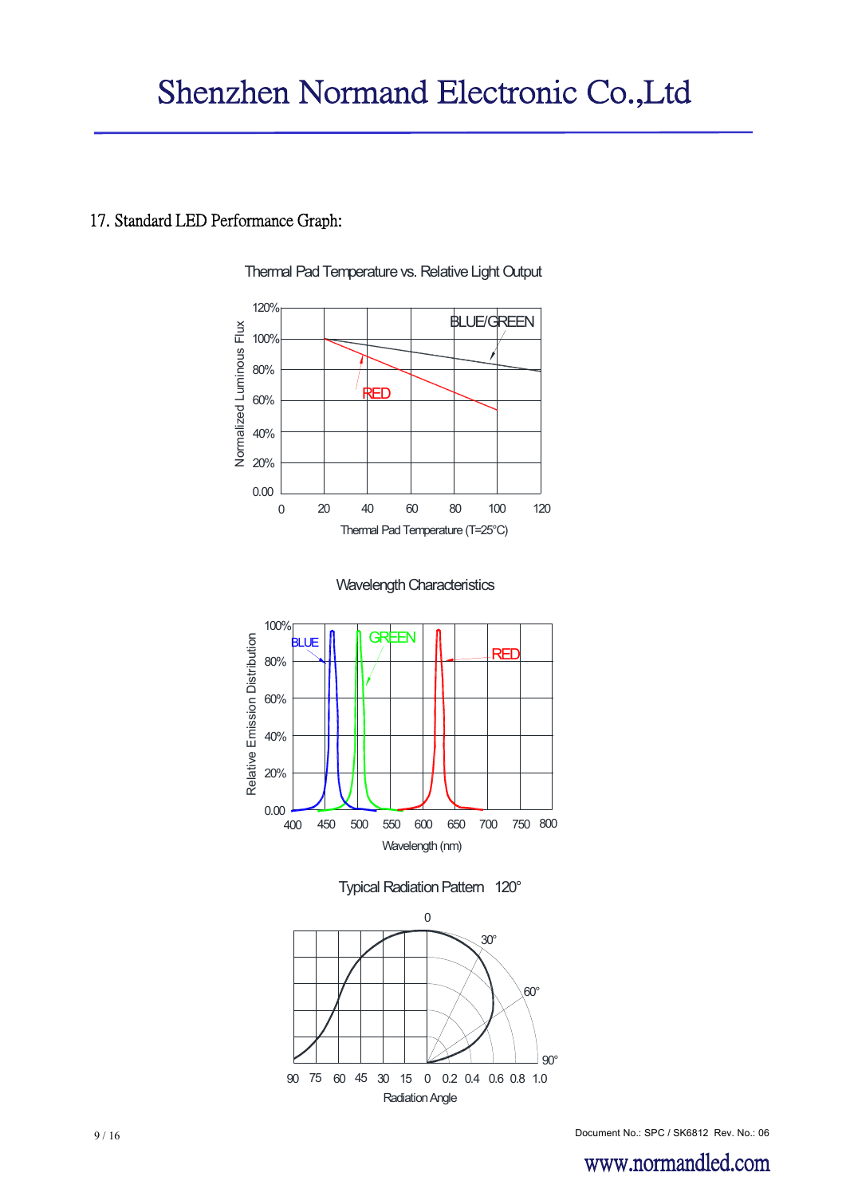## 17. Standard LED Performance Graph:

Thermal Pad Temperature vs. Relative Light Output

Normalized Luminous Flux

120%
100%
80%
60%
40%
20%
0.00

BLUE/GREEN

RED

0 20 40 60 80 100 120

Thermal Pad Temperature (T=25°C)

Wavelength Characteristics

Relative Emission Distribution

100%
80%
60%
40%
20%
0.00

BLUE GREEN RED

400 450 500 550 600 650 700 750 800

Wavelength (nm)

Typical Radiation Pattern 120°

0
30°
60°
90°

90 75 60 45 30 15 0 0.2 0.4 0.6 0.8 1.0

Radiation Angle

Document No.: SPC / SK6812 Rev. No.: 06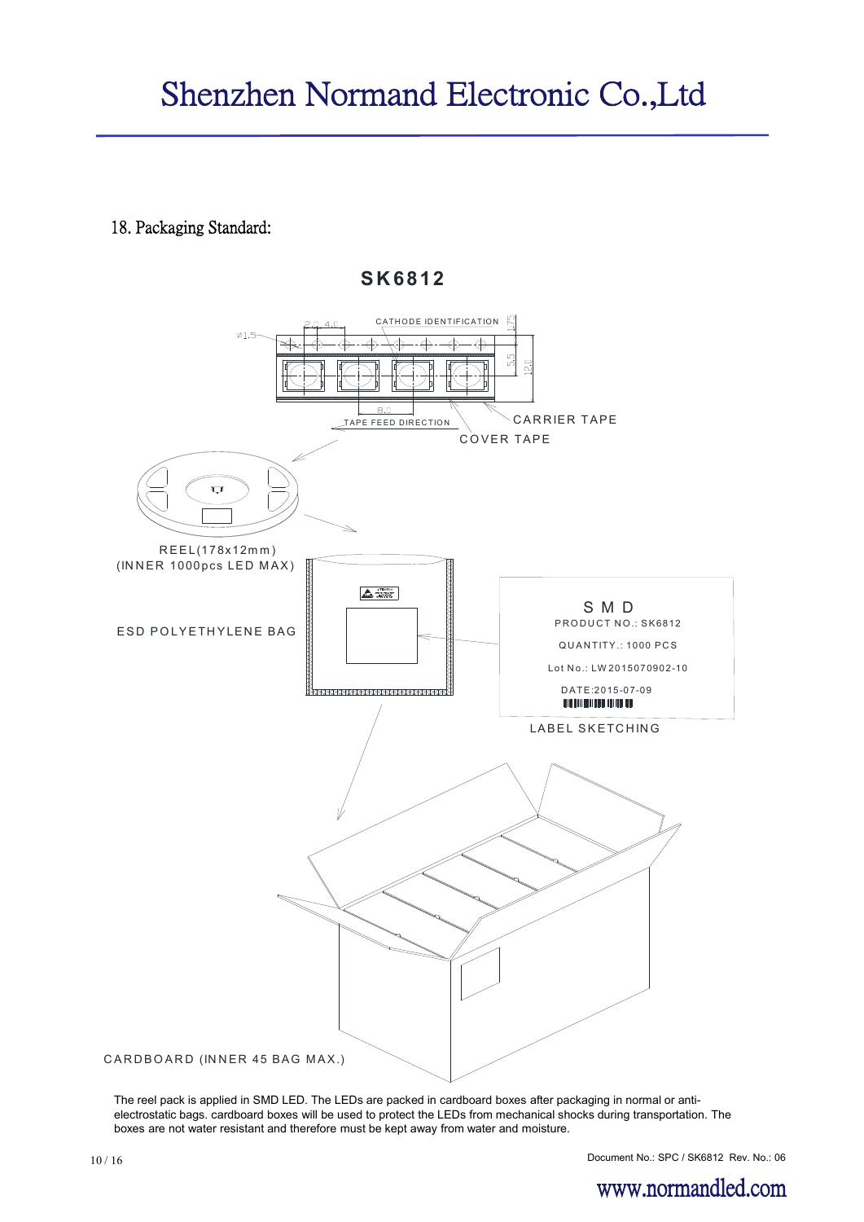## 18. Packaging Standard:

**SK6812**

CATHODE IDENTIFICATION

Ø1.5

2.0 4.0

1.75

5.5

12.0

8.0

TAPE FEED DIRECTION

CARRIER TAPE

COVER TAPE

REEL(178x12mm)
(INNER 1000pcs LED MAX)

ESD POLYETHYLENE BAG

S M D
PRODUCT NO.: SK6812
QUANTITY.: 1000 PCS
Lot No.: LW2015070902-10
DATE:2015-07-09

LABEL SKETCHING

CARDBOARD (INNER 45 BAG MAX.)

The reel pack is applied in SMD LED. The LEDs are packed in cardboard boxes after packaging in normal or anti-electrostatic bags. cardboard boxes will be used to protect the LEDs from mechanical shocks during transportation. The boxes are not water resistant and therefore must be kept away from water and moisture.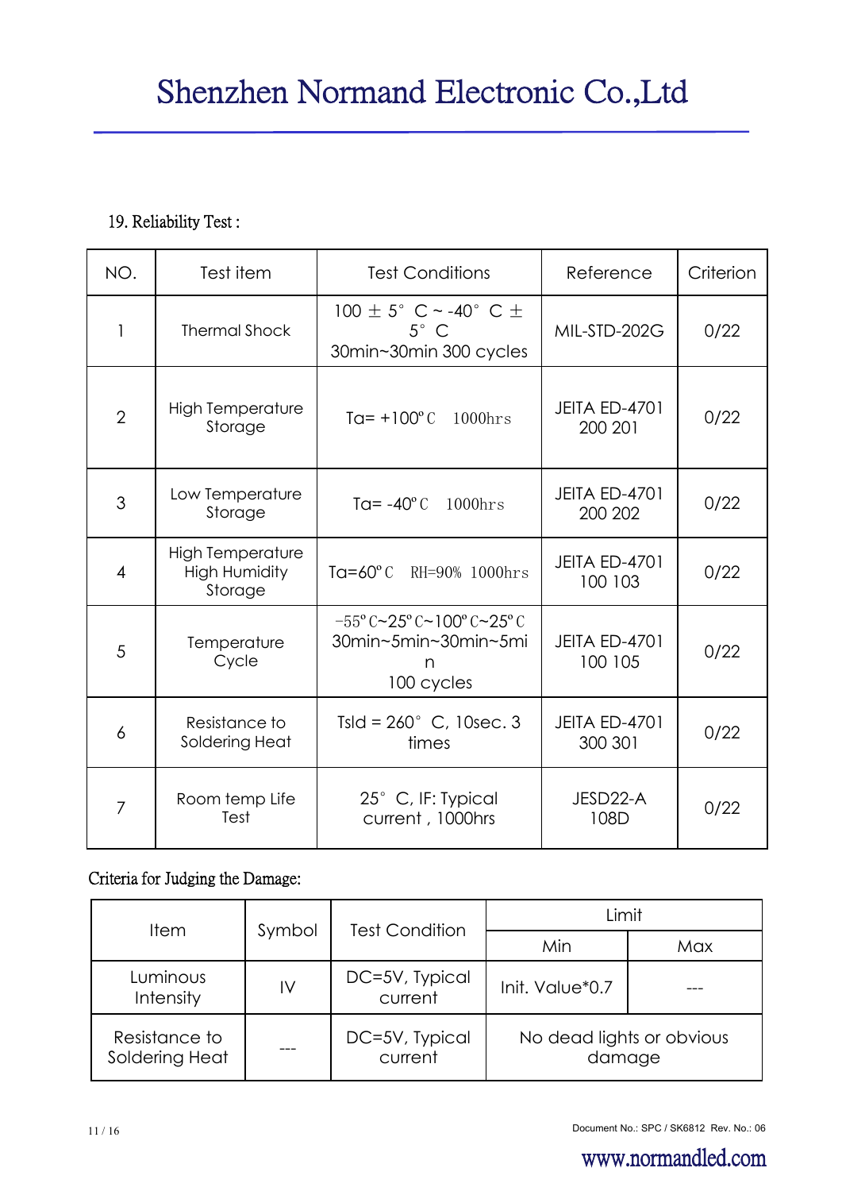## 19. Reliability Test :

| NO. | Test item | Test Conditions | Reference | Criterion |
|---|---|---|---|---|
| 1 | Thermal Shock | 100 ± 5° C ~ -40° C ± 5° C 30min~30min 300 cycles | MIL-STD-202G | 0/22 |
| 2 | High Temperature Storage | Ta= +100°C 1000hrs | JEITA ED-4701 200 201 | 0/22 |
| 3 | Low Temperature Storage | Ta= -40°C 1000hrs | JEITA ED-4701 200 202 | 0/22 |
| 4 | High Temperature High Humidity Storage | Ta=60°C RH=90% 1000hrs | JEITA ED-4701 100 103 | 0/22 |
| 5 | Temperature Cycle | -55°C~25°C~100°C~25°C 30min~5min~30min~5min 100 cycles | JEITA ED-4701 100 105 | 0/22 |
| 6 | Resistance to Soldering Heat | Tsld = 260° C, 10sec. 3 times | JEITA ED-4701 300 301 | 0/22 |
| 7 | Room temp Life Test | 25° C, IF: Typical current , 1000hrs | JESD22-A 108D | 0/22 |

Criteria for Judging the Damage:

| Item | Symbol | Test Condition | Limit | |
|---|---|---|---|---|
| | | | Min | Max |
| Luminous Intensity | IV | DC=5V, Typical current | Init. Value*0.7 | --- |
| Resistance to Soldering Heat | --- | DC=5V, Typical current | No dead lights or obvious damage | |

Document No.: SPC / SK6812 Rev. No.: 06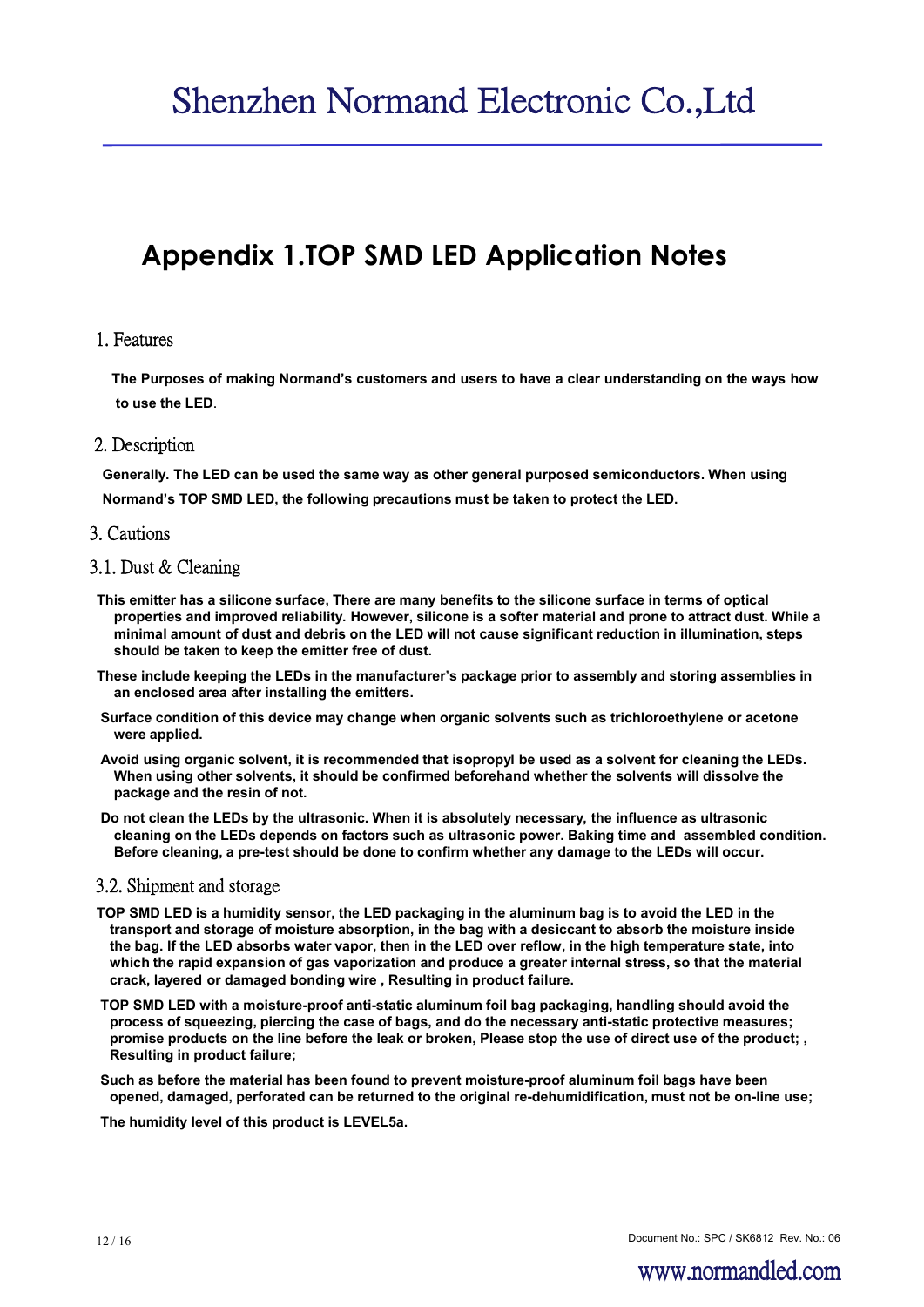# Appendix 1.TOP SMD LED Application Notes

## 1. Features

**The Purposes of making Normand's customers and users to have a clear understanding on the ways how to use the LED**.

## 2. Description

**Generally. The LED can be used the same way as other general purposed semiconductors. When using Normand's TOP SMD LED, the following precautions must be taken to protect the LED.**

## 3. Cautions

### 3.1. Dust & Cleaning

**This emitter has a silicone surface, There are many benefits to the silicone surface in terms of optical properties and improved reliability. However, silicone is a softer material and prone to attract dust. While a minimal amount of dust and debris on the LED will not cause significant reduction in illumination, steps should be taken to keep the emitter free of dust.**

**These include keeping the LEDs in the manufacturer's package prior to assembly and storing assemblies in an enclosed area after installing the emitters.**

**Surface condition of this device may change when organic solvents such as trichloroethylene or acetone were applied.**

**Avoid using organic solvent, it is recommended that isopropyl be used as a solvent for cleaning the LEDs. When using other solvents, it should be confirmed beforehand whether the solvents will dissolve the package and the resin of not.**

**Do not clean the LEDs by the ultrasonic. When it is absolutely necessary, the influence as ultrasonic cleaning on the LEDs depends on factors such as ultrasonic power. Baking time and assembled condition. Before cleaning, a pre-test should be done to confirm whether any damage to the LEDs will occur.**

### 3.2. Shipment and storage

**TOP SMD LED is a humidity sensor, the LED packaging in the aluminum bag is to avoid the LED in the transport and storage of moisture absorption, in the bag with a desiccant to absorb the moisture inside the bag. If the LED absorbs water vapor, then in the LED over reflow, in the high temperature state, into which the rapid expansion of gas vaporization and produce a greater internal stress, so that the material crack, layered or damaged bonding wire , Resulting in product failure.**

**TOP SMD LED with a moisture-proof anti-static aluminum foil bag packaging, handling should avoid the process of squeezing, piercing the case of bags, and do the necessary anti-static protective measures; promise products on the line before the leak or broken, Please stop the use of direct use of the product; , Resulting in product failure;**

**Such as before the material has been found to prevent moisture-proof aluminum foil bags have been opened, damaged, perforated can be returned to the original re-dehumidification, must not be on-line use;**

**The humidity level of this product is LEVEL5a.**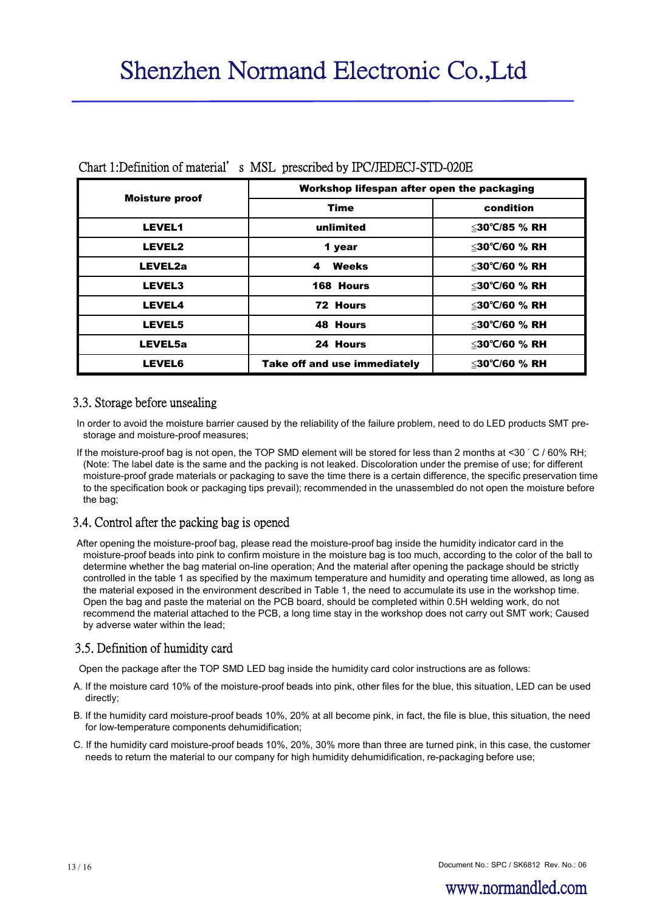Chart 1:Definition of material' s MSL prescribed by IPC/JEDECJ-STD-020E

| Moisture proof | Workshop lifespan after open the packaging | |
|---|---|---|
| | Time | condition |
| LEVEL1 | unlimited | ≦30℃/85 % RH |
| LEVEL2 | 1 year | ≦30℃/60 % RH |
| LEVEL2a | 4 Weeks | ≦30℃/60 % RH |
| LEVEL3 | 168 Hours | ≦30℃/60 % RH |
| LEVEL4 | 72 Hours | ≦30℃/60 % RH |
| LEVEL5 | 48 Hours | ≦30℃/60 % RH |
| LEVEL5a | 24 Hours | ≦30℃/60 % RH |
| LEVEL6 | Take off and use immediately | ≦30℃/60 % RH |

## 3.3. Storage before unsealing

In order to avoid the moisture barrier caused by the reliability of the failure problem, need to do LED products SMT pre-storage and moisture-proof measures;

If the moisture-proof bag is not open, the TOP SMD element will be stored for less than 2 months at <30 ° C / 60% RH; (Note: The label date is the same and the packing is not leaked. Discoloration under the premise of use; for different moisture-proof grade materials or packaging to save the time there is a certain difference, the specific preservation time to the specification book or packaging tips prevail); recommended in the unassembled do not open the moisture before the bag;

## 3.4. Control after the packing bag is opened

After opening the moisture-proof bag, please read the moisture-proof bag inside the humidity indicator card in the moisture-proof beads into pink to confirm moisture in the moisture bag is too much, according to the color of the ball to determine whether the bag material on-line operation; And the material after opening the package should be strictly controlled in the table 1 as specified by the maximum temperature and humidity and operating time allowed, as long as the material exposed in the environment described in Table 1, the need to accumulate its use in the workshop time. Open the bag and paste the material on the PCB board, should be completed within 0.5H welding work, do not recommend the material attached to the PCB, a long time stay in the workshop does not carry out SMT work; Caused by adverse water within the lead;

## 3.5. Definition of humidity card

Open the package after the TOP SMD LED bag inside the humidity card color instructions are as follows:

A. If the moisture card 10% of the moisture-proof beads into pink, other files for the blue, this situation, LED can be used directly;

B. If the humidity card moisture-proof beads 10%, 20% at all become pink, in fact, the file is blue, this situation, the need for low-temperature components dehumidification;

C. If the humidity card moisture-proof beads 10%, 20%, 30% more than three are turned pink, in this case, the customer needs to return the material to our company for high humidity dehumidification, re-packaging before use;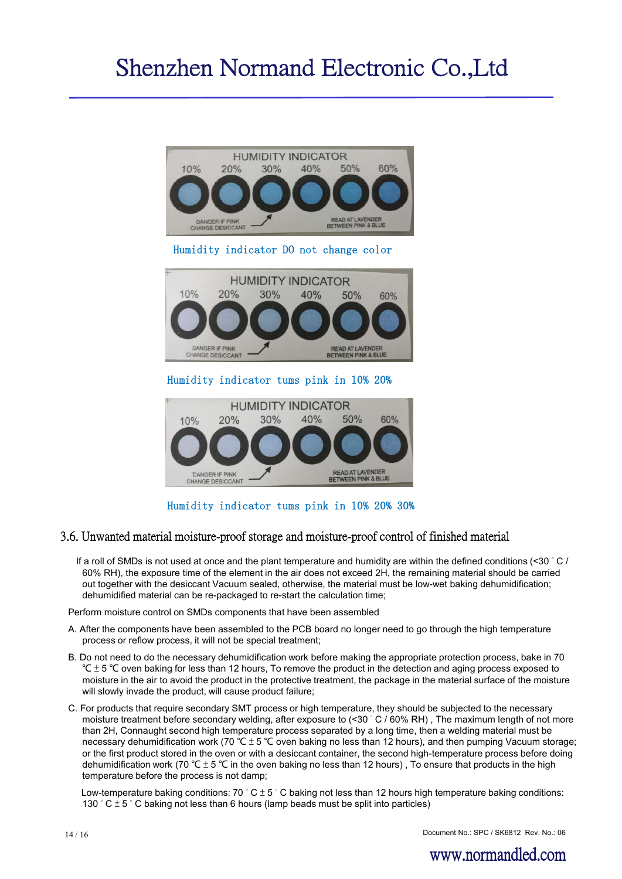Humidity indicator DO not change color

Humidity indicator tums pink in 10% 20%

Humidity indicator tums pink in 10% 20% 30%

### 3.6. Unwanted material moisture-proof storage and moisture-proof control of finished material

If a roll of SMDs is not used at once and the plant temperature and humidity are within the defined conditions (<30 ° C / 60% RH), the exposure time of the element in the air does not exceed 2H, the remaining material should be carried out together with the desiccant Vacuum sealed, otherwise, the material must be low-wet baking dehumidification; dehumidified material can be re-packaged to re-start the calculation time;

Perform moisture control on SMDs components that have been assembled

A. After the components have been assembled to the PCB board no longer need to go through the high temperature process or reflow process, it will not be special treatment;

B. Do not need to do the necessary dehumidification work before making the appropriate protection process, bake in 70 ℃ ± 5 ℃ oven baking for less than 12 hours, To remove the product in the detection and aging process exposed to moisture in the air to avoid the product in the protective treatment, the package in the material surface of the moisture will slowly invade the product, will cause product failure;

C. For products that require secondary SMT process or high temperature, they should be subjected to the necessary moisture treatment before secondary welding, after exposure to (<30 ° C / 60% RH) , The maximum length of not more than 2H, Connaught second high temperature process separated by a long time, then a welding material must be necessary dehumidification work (70 ℃ ± 5 ℃ oven baking no less than 12 hours), and then pumping Vacuum storage; or the first product stored in the oven or with a desiccant container, the second high-temperature process before doing dehumidification work (70 ℃ ± 5 ℃ in the oven baking no less than 12 hours) , To ensure that products in the high temperature before the process is not damp;

Low-temperature baking conditions: 70 ° C ± 5 ° C baking not less than 12 hours high temperature baking conditions: 130 ° C ± 5 ° C baking not less than 6 hours (lamp beads must be split into particles)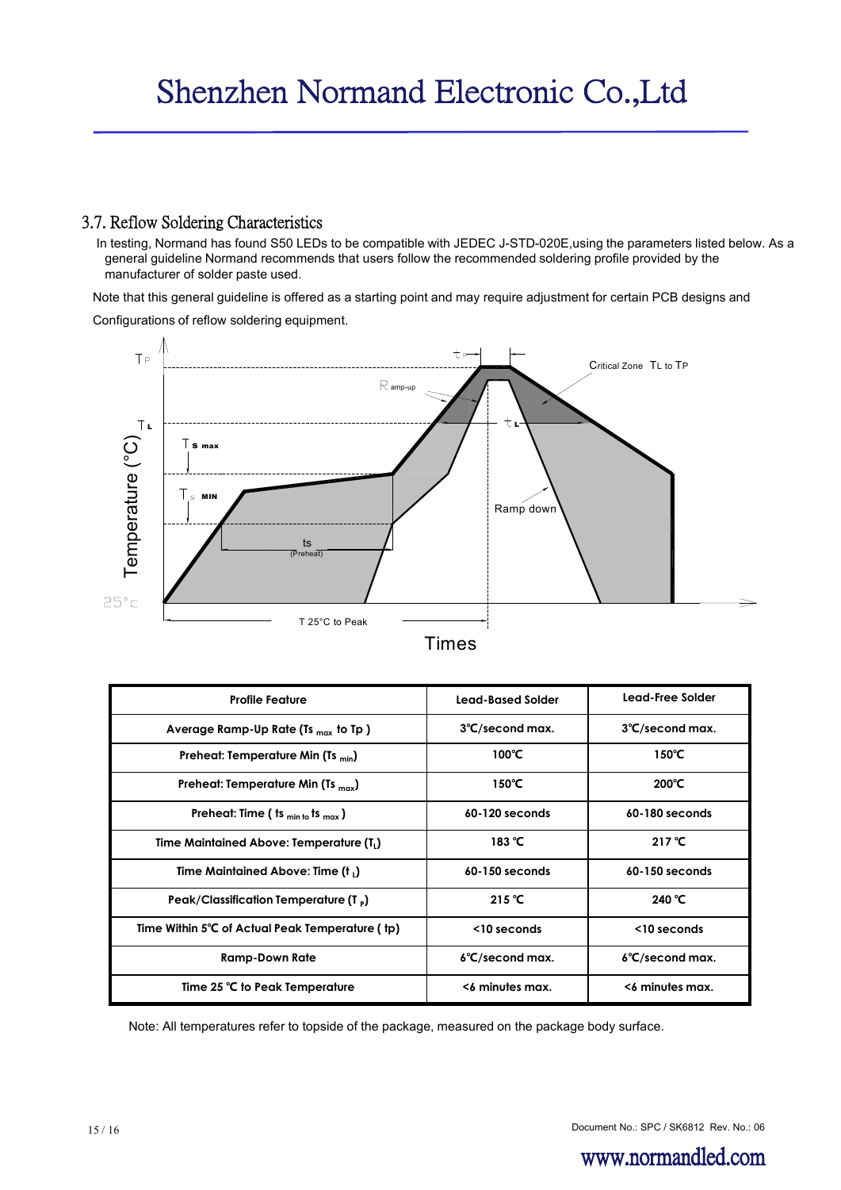### 3.7. Reflow Soldering Characteristics

In testing, Normand has found S50 LEDs to be compatible with JEDEC J-STD-020E,using the parameters listed below. As a general guideline Normand recommends that users follow the recommended soldering profile provided by the manufacturer of solder paste used.

Note that this general guideline is offered as a starting point and may require adjustment for certain PCB designs and Configurations of reflow soldering equipment.

| Profile Feature | Lead-Based Solder | Lead-Free Solder |
|---|---|---|
| Average Ramp-Up Rate ($Ts_{max}$ to Tp ) | 3℃/second max. | 3℃/second max. |
| Preheat: Temperature Min ($Ts_{min}$) | 100℃ | 150℃ |
| Preheat: Temperature Min ($Ts_{max}$) | 150℃ | 200℃ |
| Preheat: Time ( $ts_{min}$ to $ts_{max}$ ) | 60-120 seconds | 60-180 seconds |
| Time Maintained Above: Temperature ($T_L$) | 183 ℃ | 217 ℃ |
| Time Maintained Above: Time ($t_L$) | 60-150 seconds | 60-150 seconds |
| Peak/Classification Temperature ($T_P$) | 215 ℃ | 240 ℃ |
| Time Within 5℃ of Actual Peak Temperature ( tp) | <10 seconds | <10 seconds |
| Ramp-Down Rate | 6℃/second max. | 6℃/second max. |
| Time 25 ℃ to Peak Temperature | <6 minutes max. | <6 minutes max. |

Note: All temperatures refer to topside of the package, measured on the package body surface.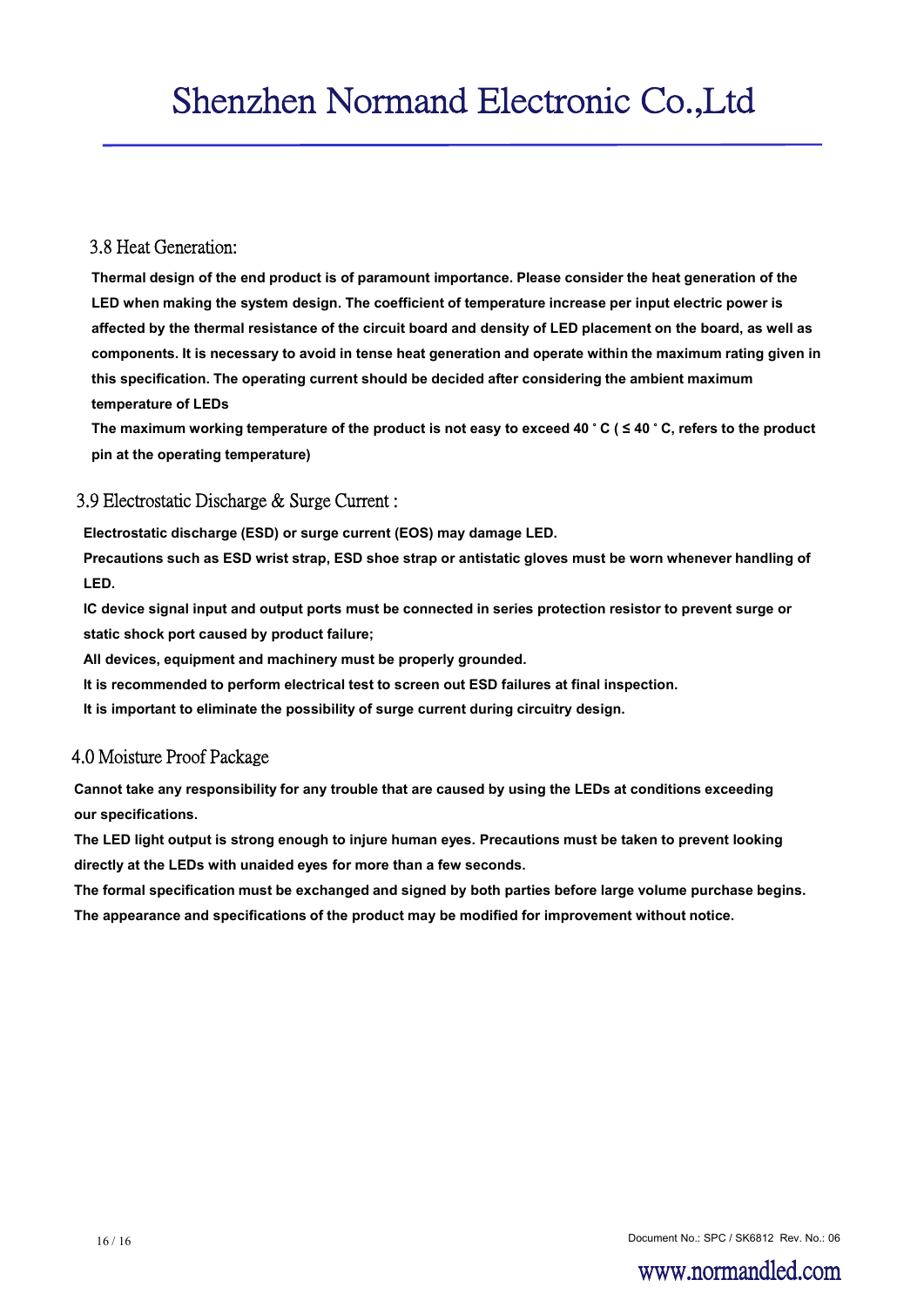### 3.8 Heat Generation:

**Thermal design of the end product is of paramount importance. Please consider the heat generation of the LED when making the system design. The coefficient of temperature increase per input electric power is affected by the thermal resistance of the circuit board and density of LED placement on the board, as well as components. It is necessary to avoid in tense heat generation and operate within the maximum rating given in this specification. The operating current should be decided after considering the ambient maximum temperature of LEDs**

**The maximum working temperature of the product is not easy to exceed 40 ˚ C ( ≤ 40 ˚ C, refers to the product pin at the operating temperature)**

### 3.9 Electrostatic Discharge & Surge Current :

**Electrostatic discharge (ESD) or surge current (EOS) may damage LED.**

**Precautions such as ESD wrist strap, ESD shoe strap or antistatic gloves must be worn whenever handling of LED.**

**IC device signal input and output ports must be connected in series protection resistor to prevent surge or static shock port caused by product failure;**

**All devices, equipment and machinery must be properly grounded.**

**It is recommended to perform electrical test to screen out ESD failures at final inspection.**

**It is important to eliminate the possibility of surge current during circuitry design.**

### 4.0 Moisture Proof Package

**Cannot take any responsibility for any trouble that are caused by using the LEDs at conditions exceeding our specifications.**

**The LED light output is strong enough to injure human eyes. Precautions must be taken to prevent looking directly at the LEDs with unaided eyes for more than a few seconds.**

**The formal specification must be exchanged and signed by both parties before large volume purchase begins.**

**The appearance and specifications of the product may be modified for improvement without notice.**